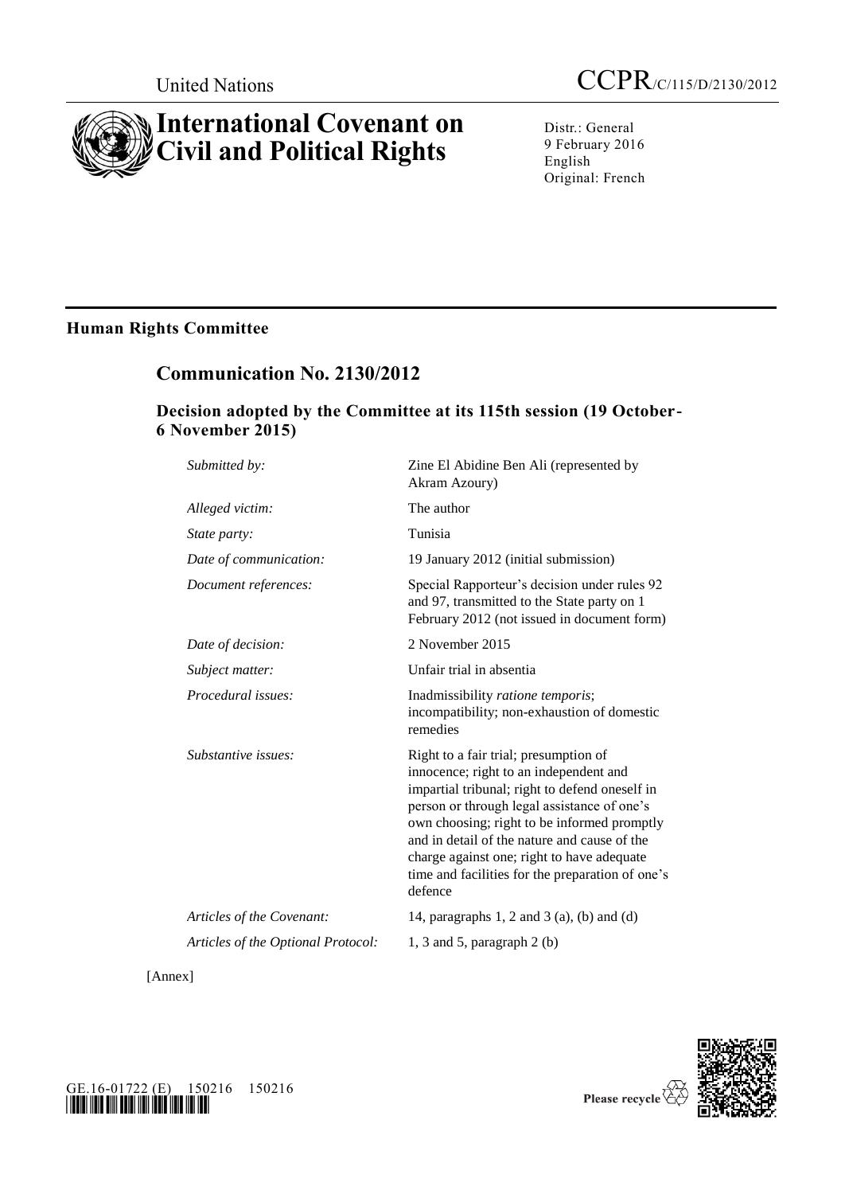United Nations

# CCPR/C/115/D/2130/2012

# International Covenant on Civil and Political Rights

Distr.: General
9 February 2016
English
Original: French

## Human Rights Committee

## Communication No. 2130/2012

### Decision adopted by the Committee at its 115th session (19 October-6 November 2015)

| | |
|---|---|
| *Submitted by:* | Zine El Abidine Ben Ali (represented by Akram Azoury) |
| *Alleged victim:* | The author |
| *State party:* | Tunisia |
| *Date of communication:* | 19 January 2012 (initial submission) |
| *Document references:* | Special Rapporteur's decision under rules 92 and 97, transmitted to the State party on 1 February 2012 (not issued in document form) |
| *Date of decision:* | 2 November 2015 |
| *Subject matter:* | Unfair trial in absentia |
| *Procedural issues:* | Inadmissibility *ratione temporis*; incompatibility; non-exhaustion of domestic remedies |
| *Substantive issues:* | Right to a fair trial; presumption of innocence; right to an independent and impartial tribunal; right to defend oneself in person or through legal assistance of one's own choosing; right to be informed promptly and in detail of the nature and cause of the charge against one; right to have adequate time and facilities for the preparation of one's defence |
| *Articles of the Covenant:* | 14, paragraphs 1, 2 and 3 (a), (b) and (d) |
| *Articles of the Optional Protocol:* | 1, 3 and 5, paragraph 2 (b) |

[Annex]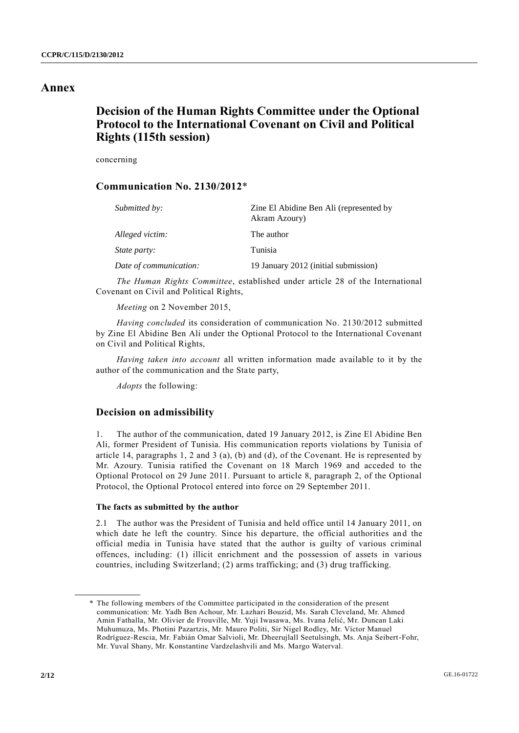# Annex

## Decision of the Human Rights Committee under the Optional Protocol to the International Covenant on Civil and Political Rights (115th session)

concerning

### Communication No. 2130/2012*

| | |
|---|---|
| *Submitted by:* | Zine El Abidine Ben Ali (represented by Akram Azoury) |
| *Alleged victim:* | The author |
| *State party:* | Tunisia |
| *Date of communication:* | 19 January 2012 (initial submission) |

*The Human Rights Committee*, established under article 28 of the International Covenant on Civil and Political Rights,

*Meeting* on 2 November 2015,

*Having concluded* its consideration of communication No. 2130/2012 submitted by Zine El Abidine Ben Ali under the Optional Protocol to the International Covenant on Civil and Political Rights,

*Having taken into account* all written information made available to it by the author of the communication and the State party,

*Adopts* the following:

### Decision on admissibility

1. The author of the communication, dated 19 January 2012, is Zine El Abidine Ben Ali, former President of Tunisia. His communication reports violations by Tunisia of article 14, paragraphs 1, 2 and 3 (a), (b) and (d), of the Covenant. He is represented by Mr. Azoury. Tunisia ratified the Covenant on 18 March 1969 and acceded to the Optional Protocol on 29 June 2011. Pursuant to article 8, paragraph 2, of the Optional Protocol, the Optional Protocol entered into force on 29 September 2011.

#### The facts as submitted by the author

2.1 The author was the President of Tunisia and held office until 14 January 2011, on which date he left the country. Since his departure, the official authorities and the official media in Tunisia have stated that the author is guilty of various criminal offences, including: (1) illicit enrichment and the possession of assets in various countries, including Switzerland; (2) arms trafficking; and (3) drug trafficking.

* The following members of the Committee participated in the consideration of the present communication: Mr. Yadh Ben Achour, Mr. Lazhari Bouzid, Ms. Sarah Cleveland, Mr. Ahmed Amin Fathalla, Mr. Olivier de Frouville, Mr. Yuji Iwasawa, Ms. Ivana Jelić, Mr. Duncan Laki Muhumuza, Ms. Photini Pazartzis, Mr. Mauro Politi, Sir Nigel Rodley, Mr. Víctor Manuel Rodríguez-Rescia, Mr. Fabián Omar Salvioli, Mr. Dheerujlall Seetulsingh, Ms. Anja Seibert-Fohr, Mr. Yuval Shany, Mr. Konstantine Vardzelashvili and Ms. Margo Waterval.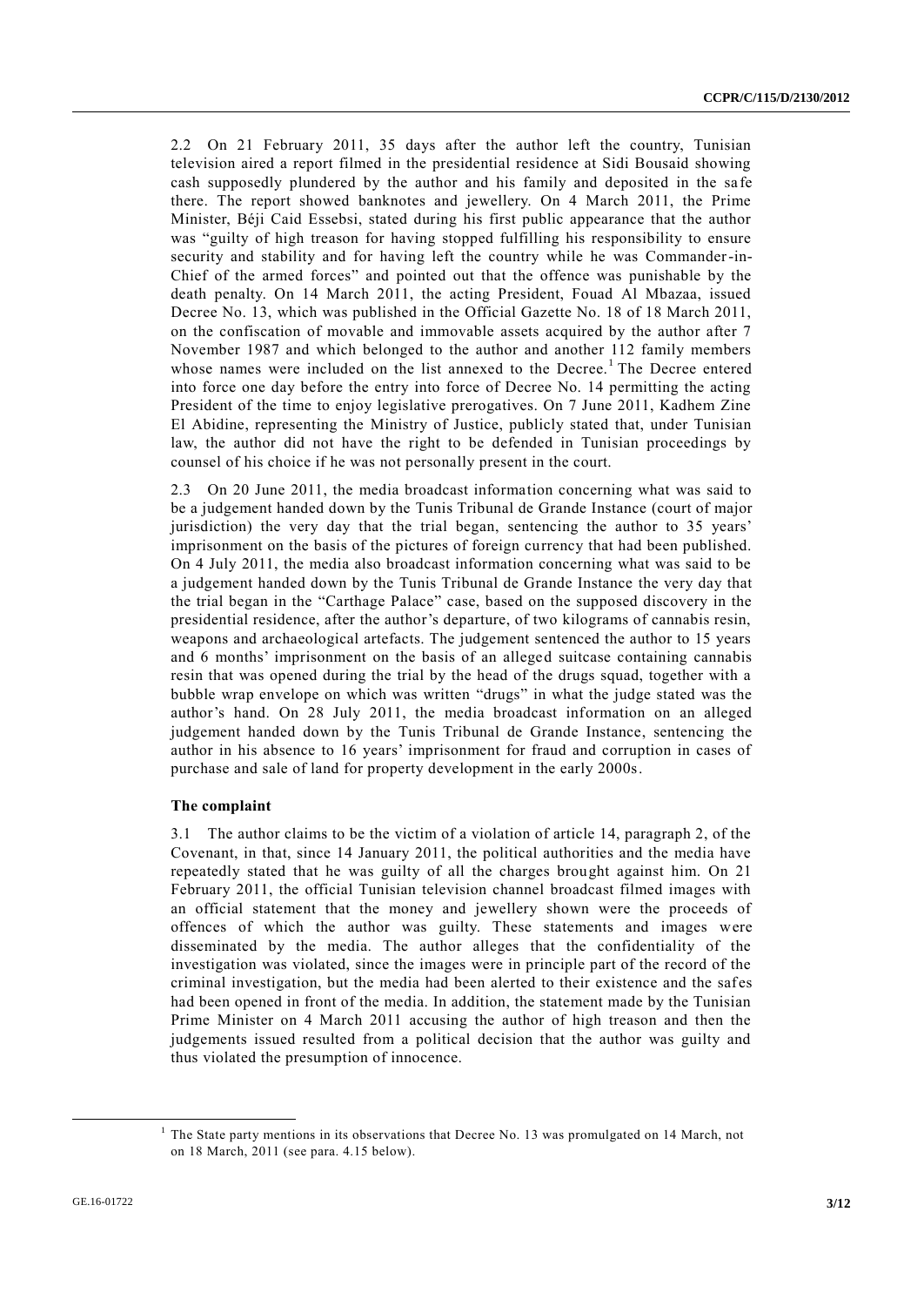2.2 On 21 February 2011, 35 days after the author left the country, Tunisian television aired a report filmed in the presidential residence at Sidi Bousaid showing cash supposedly plundered by the author and his family and deposited in the safe there. The report showed banknotes and jewellery. On 4 March 2011, the Prime Minister, Béji Caid Essebsi, stated during his first public appearance that the author was "guilty of high treason for having stopped fulfilling his responsibility to ensure security and stability and for having left the country while he was Commander-in-Chief of the armed forces" and pointed out that the offence was punishable by the death penalty. On 14 March 2011, the acting President, Fouad Al Mbazaa, issued Decree No. 13, which was published in the Official Gazette No. 18 of 18 March 2011, on the confiscation of movable and immovable assets acquired by the author after 7 November 1987 and which belonged to the author and another 112 family members whose names were included on the list annexed to the Decree.[1] The Decree entered into force one day before the entry into force of Decree No. 14 permitting the acting President of the time to enjoy legislative prerogatives. On 7 June 2011, Kadhem Zine El Abidine, representing the Ministry of Justice, publicly stated that, under Tunisian law, the author did not have the right to be defended in Tunisian proceedings by counsel of his choice if he was not personally present in the court.

2.3 On 20 June 2011, the media broadcast information concerning what was said to be a judgement handed down by the Tunis Tribunal de Grande Instance (court of major jurisdiction) the very day that the trial began, sentencing the author to 35 years' imprisonment on the basis of the pictures of foreign currency that had been published. On 4 July 2011, the media also broadcast information concerning what was said to be a judgement handed down by the Tunis Tribunal de Grande Instance the very day that the trial began in the "Carthage Palace" case, based on the supposed discovery in the presidential residence, after the author's departure, of two kilograms of cannabis resin, weapons and archaeological artefacts. The judgement sentenced the author to 15 years and 6 months' imprisonment on the basis of an alleged suitcase containing cannabis resin that was opened during the trial by the head of the drugs squad, together with a bubble wrap envelope on which was written "drugs" in what the judge stated was the author's hand. On 28 July 2011, the media broadcast information on an alleged judgement handed down by the Tunis Tribunal de Grande Instance, sentencing the author in his absence to 16 years' imprisonment for fraud and corruption in cases of purchase and sale of land for property development in the early 2000s.

### The complaint

3.1 The author claims to be the victim of a violation of article 14, paragraph 2, of the Covenant, in that, since 14 January 2011, the political authorities and the media have repeatedly stated that he was guilty of all the charges brought against him. On 21 February 2011, the official Tunisian television channel broadcast filmed images with an official statement that the money and jewellery shown were the proceeds of offences of which the author was guilty. These statements and images were disseminated by the media. The author alleges that the confidentiality of the investigation was violated, since the images were in principle part of the record of the criminal investigation, but the media had been alerted to their existence and the safes had been opened in front of the media. In addition, the statement made by the Tunisian Prime Minister on 4 March 2011 accusing the author of high treason and then the judgements issued resulted from a political decision that the author was guilty and thus violated the presumption of innocence.

[1] The State party mentions in its observations that Decree No. 13 was promulgated on 14 March, not on 18 March, 2011 (see para. 4.15 below).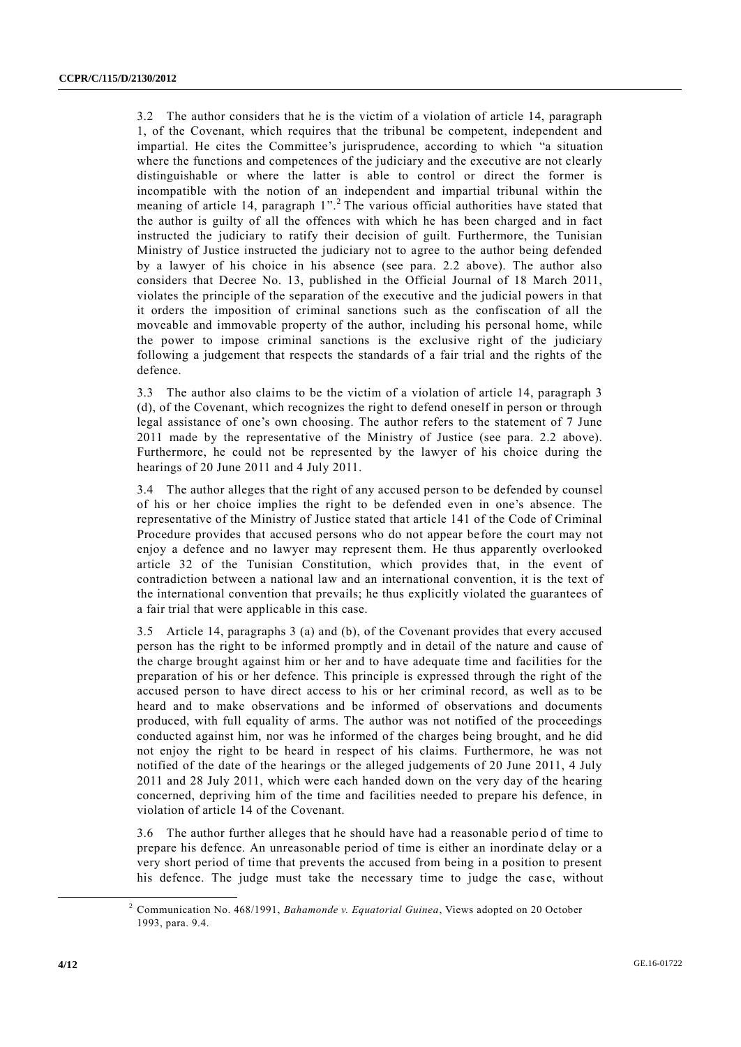3.2 The author considers that he is the victim of a violation of article 14, paragraph 1, of the Covenant, which requires that the tribunal be competent, independent and impartial. He cites the Committee's jurisprudence, according to which "a situation where the functions and competences of the judiciary and the executive are not clearly distinguishable or where the latter is able to control or direct the former is incompatible with the notion of an independent and impartial tribunal within the meaning of article 14, paragraph 1".[2] The various official authorities have stated that the author is guilty of all the offences with which he has been charged and in fact instructed the judiciary to ratify their decision of guilt. Furthermore, the Tunisian Ministry of Justice instructed the judiciary not to agree to the author being defended by a lawyer of his choice in his absence (see para. 2.2 above). The author also considers that Decree No. 13, published in the Official Journal of 18 March 2011, violates the principle of the separation of the executive and the judicial powers in that it orders the imposition of criminal sanctions such as the confiscation of all the moveable and immovable property of the author, including his personal home, while the power to impose criminal sanctions is the exclusive right of the judiciary following a judgement that respects the standards of a fair trial and the rights of the defence.

3.3 The author also claims to be the victim of a violation of article 14, paragraph 3 (d), of the Covenant, which recognizes the right to defend oneself in person or through legal assistance of one's own choosing. The author refers to the statement of 7 June 2011 made by the representative of the Ministry of Justice (see para. 2.2 above). Furthermore, he could not be represented by the lawyer of his choice during the hearings of 20 June 2011 and 4 July 2011.

3.4 The author alleges that the right of any accused person to be defended by counsel of his or her choice implies the right to be defended even in one's absence. The representative of the Ministry of Justice stated that article 141 of the Code of Criminal Procedure provides that accused persons who do not appear before the court may not enjoy a defence and no lawyer may represent them. He thus apparently overlooked article 32 of the Tunisian Constitution, which provides that, in the event of contradiction between a national law and an international convention, it is the text of the international convention that prevails; he thus explicitly violated the guarantees of a fair trial that were applicable in this case.

3.5 Article 14, paragraphs 3 (a) and (b), of the Covenant provides that every accused person has the right to be informed promptly and in detail of the nature and cause of the charge brought against him or her and to have adequate time and facilities for the preparation of his or her defence. This principle is expressed through the right of the accused person to have direct access to his or her criminal record, as well as to be heard and to make observations and be informed of observations and documents produced, with full equality of arms. The author was not notified of the proceedings conducted against him, nor was he informed of the charges being brought, and he did not enjoy the right to be heard in respect of his claims. Furthermore, he was not notified of the date of the hearings or the alleged judgements of 20 June 2011, 4 July 2011 and 28 July 2011, which were each handed down on the very day of the hearing concerned, depriving him of the time and facilities needed to prepare his defence, in violation of article 14 of the Covenant.

3.6 The author further alleges that he should have had a reasonable period of time to prepare his defence. An unreasonable period of time is either an inordinate delay or a very short period of time that prevents the accused from being in a position to present his defence. The judge must take the necessary time to judge the case, without

---

[2] Communication No. 468/1991, *Bahamonde v. Equatorial Guinea*, Views adopted on 20 October 1993, para. 9.4.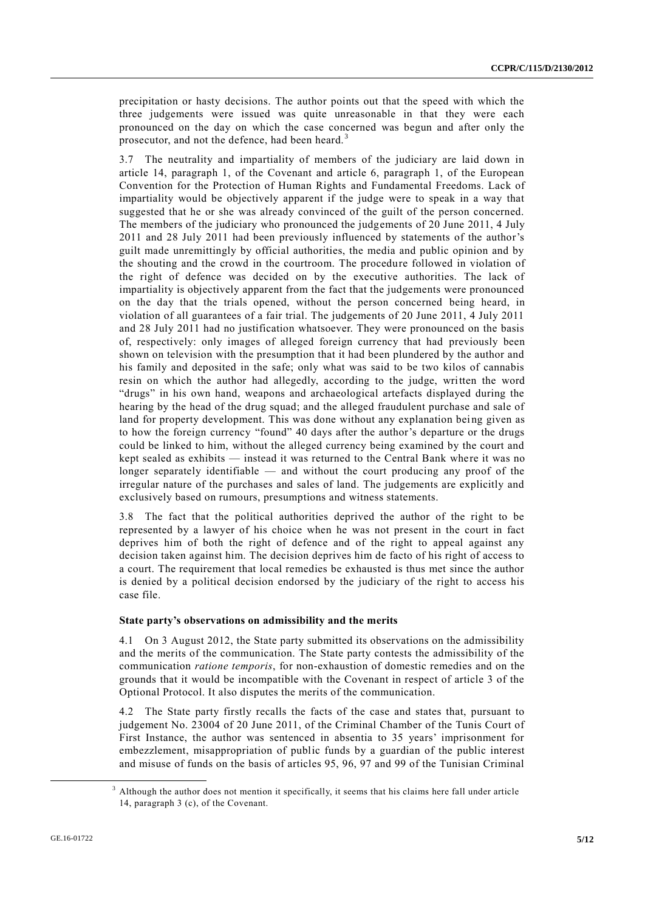precipitation or hasty decisions. The author points out that the speed with which the three judgements were issued was quite unreasonable in that they were each pronounced on the day on which the case concerned was begun and after only the prosecutor, and not the defence, had been heard.[3]

3.7 The neutrality and impartiality of members of the judiciary are laid down in article 14, paragraph 1, of the Covenant and article 6, paragraph 1, of the European Convention for the Protection of Human Rights and Fundamental Freedoms. Lack of impartiality would be objectively apparent if the judge were to speak in a way that suggested that he or she was already convinced of the guilt of the person concerned. The members of the judiciary who pronounced the judgements of 20 June 2011, 4 July 2011 and 28 July 2011 had been previously influenced by statements of the author's guilt made unremittingly by official authorities, the media and public opinion and by the shouting and the crowd in the courtroom. The procedure followed in violation of the right of defence was decided on by the executive authorities. The lack of impartiality is objectively apparent from the fact that the judgements were pronounced on the day that the trials opened, without the person concerned being heard, in violation of all guarantees of a fair trial. The judgements of 20 June 2011, 4 July 2011 and 28 July 2011 had no justification whatsoever. They were pronounced on the basis of, respectively: only images of alleged foreign currency that had previously been shown on television with the presumption that it had been plundered by the author and his family and deposited in the safe; only what was said to be two kilos of cannabis resin on which the author had allegedly, according to the judge, written the word "drugs" in his own hand, weapons and archaeological artefacts displayed during the hearing by the head of the drug squad; and the alleged fraudulent purchase and sale of land for property development. This was done without any explanation being given as to how the foreign currency "found" 40 days after the author's departure or the drugs could be linked to him, without the alleged currency being examined by the court and kept sealed as exhibits — instead it was returned to the Central Bank where it was no longer separately identifiable — and without the court producing any proof of the irregular nature of the purchases and sales of land. The judgements are explicitly and exclusively based on rumours, presumptions and witness statements.

3.8 The fact that the political authorities deprived the author of the right to be represented by a lawyer of his choice when he was not present in the court in fact deprives him of both the right of defence and of the right to appeal against any decision taken against him. The decision deprives him de facto of his right of access to a court. The requirement that local remedies be exhausted is thus met since the author is denied by a political decision endorsed by the judiciary of the right to access his case file.

**State party's observations on admissibility and the merits**

4.1 On 3 August 2012, the State party submitted its observations on the admissibility and the merits of the communication. The State party contests the admissibility of the communication *ratione temporis*, for non-exhaustion of domestic remedies and on the grounds that it would be incompatible with the Covenant in respect of article 3 of the Optional Protocol. It also disputes the merits of the communication.

4.2 The State party firstly recalls the facts of the case and states that, pursuant to judgement No. 23004 of 20 June 2011, of the Criminal Chamber of the Tunis Court of First Instance, the author was sentenced in absentia to 35 years' imprisonment for embezzlement, misappropriation of public funds by a guardian of the public interest and misuse of funds on the basis of articles 95, 96, 97 and 99 of the Tunisian Criminal

---

[3] Although the author does not mention it specifically, it seems that his claims here fall under article 14, paragraph 3 (c), of the Covenant.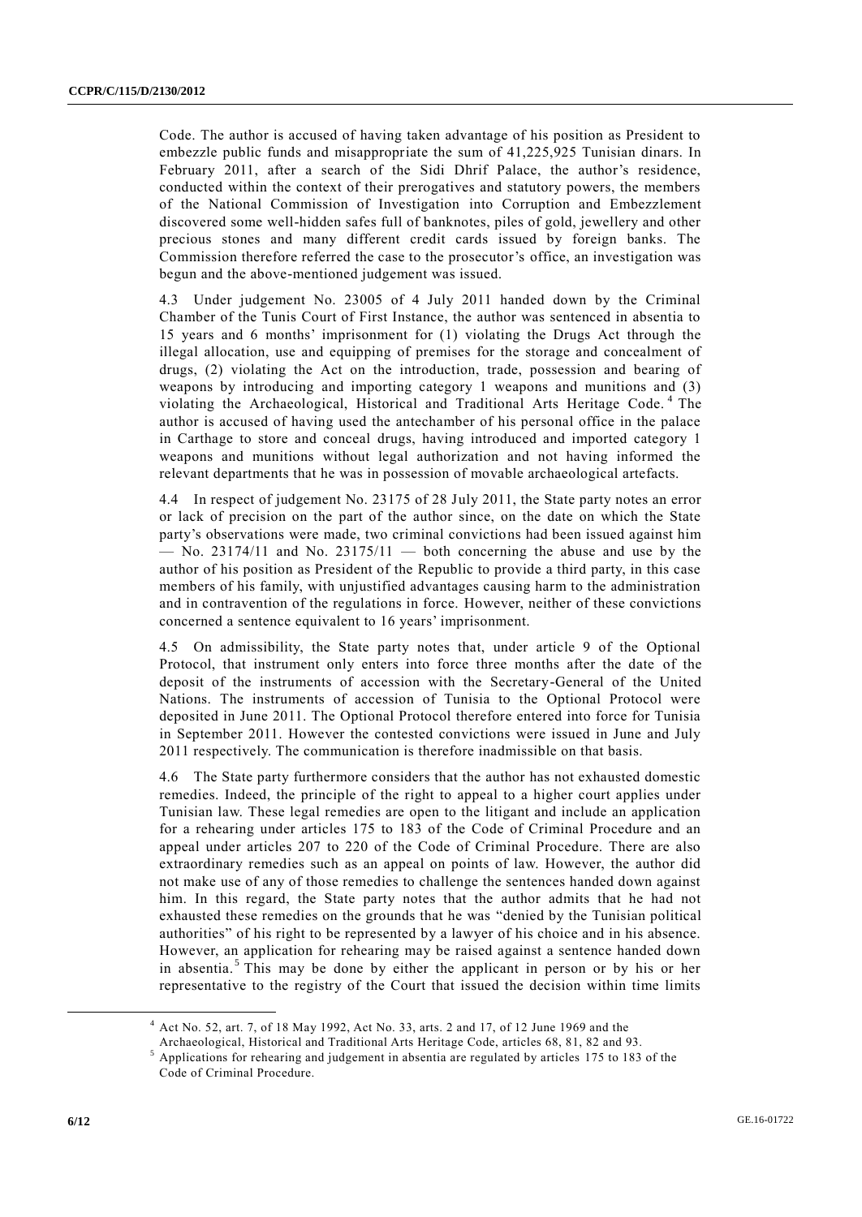Code. The author is accused of having taken advantage of his position as President to embezzle public funds and misappropriate the sum of 41,225,925 Tunisian dinars. In February 2011, after a search of the Sidi Dhrif Palace, the author's residence, conducted within the context of their prerogatives and statutory powers, the members of the National Commission of Investigation into Corruption and Embezzlement discovered some well-hidden safes full of banknotes, piles of gold, jewellery and other precious stones and many different credit cards issued by foreign banks. The Commission therefore referred the case to the prosecutor's office, an investigation was begun and the above-mentioned judgement was issued.

4.3 Under judgement No. 23005 of 4 July 2011 handed down by the Criminal Chamber of the Tunis Court of First Instance, the author was sentenced in absentia to 15 years and 6 months' imprisonment for (1) violating the Drugs Act through the illegal allocation, use and equipping of premises for the storage and concealment of drugs, (2) violating the Act on the introduction, trade, possession and bearing of weapons by introducing and importing category 1 weapons and munitions and (3) violating the Archaeological, Historical and Traditional Arts Heritage Code.[4] The author is accused of having used the antechamber of his personal office in the palace in Carthage to store and conceal drugs, having introduced and imported category 1 weapons and munitions without legal authorization and not having informed the relevant departments that he was in possession of movable archaeological artefacts.

4.4 In respect of judgement No. 23175 of 28 July 2011, the State party notes an error or lack of precision on the part of the author since, on the date on which the State party's observations were made, two criminal convictions had been issued against him — No. 23174/11 and No. 23175/11 — both concerning the abuse and use by the author of his position as President of the Republic to provide a third party, in this case members of his family, with unjustified advantages causing harm to the administration and in contravention of the regulations in force. However, neither of these convictions concerned a sentence equivalent to 16 years' imprisonment.

4.5 On admissibility, the State party notes that, under article 9 of the Optional Protocol, that instrument only enters into force three months after the date of the deposit of the instruments of accession with the Secretary-General of the United Nations. The instruments of accession of Tunisia to the Optional Protocol were deposited in June 2011. The Optional Protocol therefore entered into force for Tunisia in September 2011. However the contested convictions were issued in June and July 2011 respectively. The communication is therefore inadmissible on that basis.

4.6 The State party furthermore considers that the author has not exhausted domestic remedies. Indeed, the principle of the right to appeal to a higher court applies under Tunisian law. These legal remedies are open to the litigant and include an application for a rehearing under articles 175 to 183 of the Code of Criminal Procedure and an appeal under articles 207 to 220 of the Code of Criminal Procedure. There are also extraordinary remedies such as an appeal on points of law. However, the author did not make use of any of those remedies to challenge the sentences handed down against him. In this regard, the State party notes that the author admits that he had not exhausted these remedies on the grounds that he was "denied by the Tunisian political authorities" of his right to be represented by a lawyer of his choice and in his absence. However, an application for rehearing may be raised against a sentence handed down in absentia.[5] This may be done by either the applicant in person or by his or her representative to the registry of the Court that issued the decision within time limits

---

[4] Act No. 52, art. 7, of 18 May 1992, Act No. 33, arts. 2 and 17, of 12 June 1969 and the Archaeological, Historical and Traditional Arts Heritage Code, articles 68, 81, 82 and 93.

[5] Applications for rehearing and judgement in absentia are regulated by articles 175 to 183 of the Code of Criminal Procedure.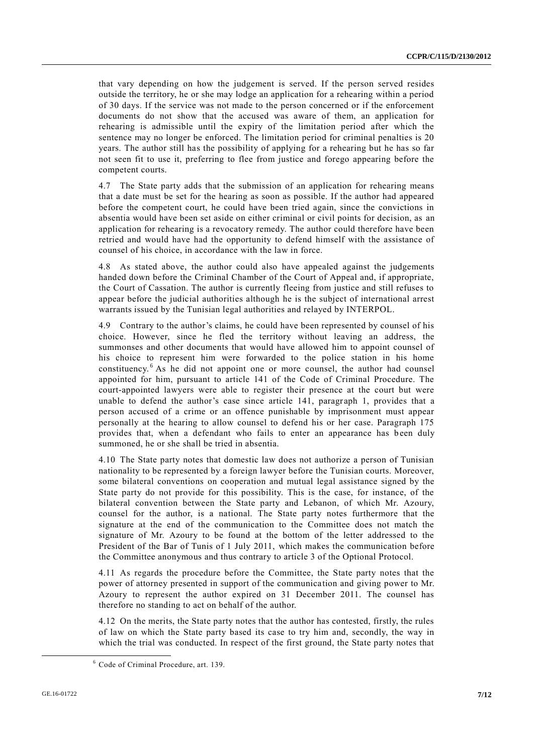that vary depending on how the judgement is served. If the person served resides outside the territory, he or she may lodge an application for a rehearing within a period of 30 days. If the service was not made to the person concerned or if the enforcement documents do not show that the accused was aware of them, an application for rehearing is admissible until the expiry of the limitation period after which the sentence may no longer be enforced. The limitation period for criminal penalties is 20 years. The author still has the possibility of applying for a rehearing but he has so far not seen fit to use it, preferring to flee from justice and forego appearing before the competent courts.

4.7 The State party adds that the submission of an application for rehearing means that a date must be set for the hearing as soon as possible. If the author had appeared before the competent court, he could have been tried again, since the convictions in absentia would have been set aside on either criminal or civil points for decision, as an application for rehearing is a revocatory remedy. The author could therefore have been retried and would have had the opportunity to defend himself with the assistance of counsel of his choice, in accordance with the law in force.

4.8 As stated above, the author could also have appealed against the judgements handed down before the Criminal Chamber of the Court of Appeal and, if appropriate, the Court of Cassation. The author is currently fleeing from justice and still refuses to appear before the judicial authorities although he is the subject of international arrest warrants issued by the Tunisian legal authorities and relayed by INTERPOL.

4.9 Contrary to the author's claims, he could have been represented by counsel of his choice. However, since he fled the territory without leaving an address, the summonses and other documents that would have allowed him to appoint counsel of his choice to represent him were forwarded to the police station in his home constituency.[6] As he did not appoint one or more counsel, the author had counsel appointed for him, pursuant to article 141 of the Code of Criminal Procedure. The court-appointed lawyers were able to register their presence at the court but were unable to defend the author's case since article 141, paragraph 1, provides that a person accused of a crime or an offence punishable by imprisonment must appear personally at the hearing to allow counsel to defend his or her case. Paragraph 175 provides that, when a defendant who fails to enter an appearance has been duly summoned, he or she shall be tried in absentia.

4.10 The State party notes that domestic law does not authorize a person of Tunisian nationality to be represented by a foreign lawyer before the Tunisian courts. Moreover, some bilateral conventions on cooperation and mutual legal assistance signed by the State party do not provide for this possibility. This is the case, for instance, of the bilateral convention between the State party and Lebanon, of which Mr. Azoury, counsel for the author, is a national. The State party notes furthermore that the signature at the end of the communication to the Committee does not match the signature of Mr. Azoury to be found at the bottom of the letter addressed to the President of the Bar of Tunis of 1 July 2011, which makes the communication before the Committee anonymous and thus contrary to article 3 of the Optional Protocol.

4.11 As regards the procedure before the Committee, the State party notes that the power of attorney presented in support of the communication and giving power to Mr. Azoury to represent the author expired on 31 December 2011. The counsel has therefore no standing to act on behalf of the author.

4.12 On the merits, the State party notes that the author has contested, firstly, the rules of law on which the State party based its case to try him and, secondly, the way in which the trial was conducted. In respect of the first ground, the State party notes that

[6] Code of Criminal Procedure, art. 139.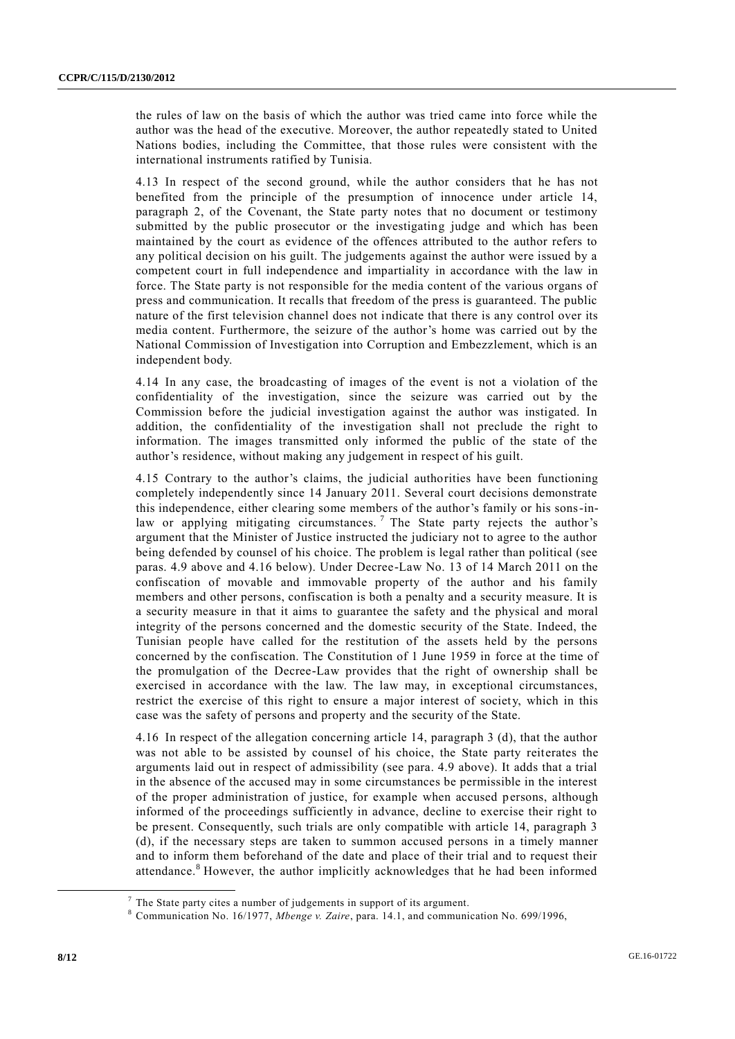the rules of law on the basis of which the author was tried came into force while the author was the head of the executive. Moreover, the author repeatedly stated to United Nations bodies, including the Committee, that those rules were consistent with the international instruments ratified by Tunisia.

4.13 In respect of the second ground, while the author considers that he has not benefited from the principle of the presumption of innocence under article 14, paragraph 2, of the Covenant, the State party notes that no document or testimony submitted by the public prosecutor or the investigating judge and which has been maintained by the court as evidence of the offences attributed to the author refers to any political decision on his guilt. The judgements against the author were issued by a competent court in full independence and impartiality in accordance with the law in force. The State party is not responsible for the media content of the various organs of press and communication. It recalls that freedom of the press is guaranteed. The public nature of the first television channel does not indicate that there is any control over its media content. Furthermore, the seizure of the author's home was carried out by the National Commission of Investigation into Corruption and Embezzlement, which is an independent body.

4.14 In any case, the broadcasting of images of the event is not a violation of the confidentiality of the investigation, since the seizure was carried out by the Commission before the judicial investigation against the author was instigated. In addition, the confidentiality of the investigation shall not preclude the right to information. The images transmitted only informed the public of the state of the author's residence, without making any judgement in respect of his guilt.

4.15 Contrary to the author's claims, the judicial authorities have been functioning completely independently since 14 January 2011. Several court decisions demonstrate this independence, either clearing some members of the author's family or his sons-in-law or applying mitigating circumstances.[7] The State party rejects the author's argument that the Minister of Justice instructed the judiciary not to agree to the author being defended by counsel of his choice. The problem is legal rather than political (see paras. 4.9 above and 4.16 below). Under Decree-Law No. 13 of 14 March 2011 on the confiscation of movable and immovable property of the author and his family members and other persons, confiscation is both a penalty and a security measure. It is a security measure in that it aims to guarantee the safety and the physical and moral integrity of the persons concerned and the domestic security of the State. Indeed, the Tunisian people have called for the restitution of the assets held by the persons concerned by the confiscation. The Constitution of 1 June 1959 in force at the time of the promulgation of the Decree-Law provides that the right of ownership shall be exercised in accordance with the law. The law may, in exceptional circumstances, restrict the exercise of this right to ensure a major interest of society, which in this case was the safety of persons and property and the security of the State.

4.16 In respect of the allegation concerning article 14, paragraph 3 (d), that the author was not able to be assisted by counsel of his choice, the State party reiterates the arguments laid out in respect of admissibility (see para. 4.9 above). It adds that a trial in the absence of the accused may in some circumstances be permissible in the interest of the proper administration of justice, for example when accused persons, although informed of the proceedings sufficiently in advance, decline to exercise their right to be present. Consequently, such trials are only compatible with article 14, paragraph 3 (d), if the necessary steps are taken to summon accused persons in a timely manner and to inform them beforehand of the date and place of their trial and to request their attendance.[8] However, the author implicitly acknowledges that he had been informed

---

[7] The State party cites a number of judgements in support of its argument.

[8] Communication No. 16/1977, *Mbenge v. Zaire*, para. 14.1, and communication No. 699/1996,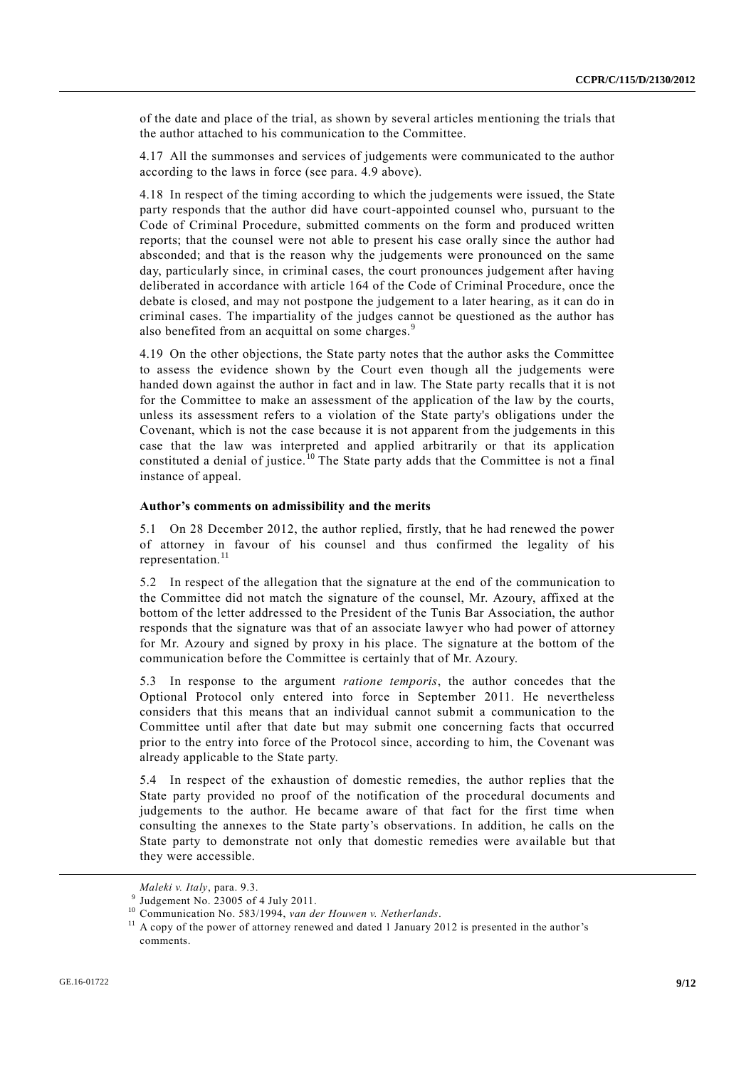of the date and place of the trial, as shown by several articles mentioning the trials that the author attached to his communication to the Committee.

4.17 All the summonses and services of judgements were communicated to the author according to the laws in force (see para. 4.9 above).

4.18 In respect of the timing according to which the judgements were issued, the State party responds that the author did have court-appointed counsel who, pursuant to the Code of Criminal Procedure, submitted comments on the form and produced written reports; that the counsel were not able to present his case orally since the author had absconded; and that is the reason why the judgements were pronounced on the same day, particularly since, in criminal cases, the court pronounces judgement after having deliberated in accordance with article 164 of the Code of Criminal Procedure, once the debate is closed, and may not postpone the judgement to a later hearing, as it can do in criminal cases. The impartiality of the judges cannot be questioned as the author has also benefited from an acquittal on some charges.[9]

4.19 On the other objections, the State party notes that the author asks the Committee to assess the evidence shown by the Court even though all the judgements were handed down against the author in fact and in law. The State party recalls that it is not for the Committee to make an assessment of the application of the law by the courts, unless its assessment refers to a violation of the State party's obligations under the Covenant, which is not the case because it is not apparent from the judgements in this case that the law was interpreted and applied arbitrarily or that its application constituted a denial of justice.[10] The State party adds that the Committee is not a final instance of appeal.

### Author's comments on admissibility and the merits

5.1 On 28 December 2012, the author replied, firstly, that he had renewed the power of attorney in favour of his counsel and thus confirmed the legality of his representation.[11]

5.2 In respect of the allegation that the signature at the end of the communication to the Committee did not match the signature of the counsel, Mr. Azoury, affixed at the bottom of the letter addressed to the President of the Tunis Bar Association, the author responds that the signature was that of an associate lawyer who had power of attorney for Mr. Azoury and signed by proxy in his place. The signature at the bottom of the communication before the Committee is certainly that of Mr. Azoury.

5.3 In response to the argument *ratione temporis*, the author concedes that the Optional Protocol only entered into force in September 2011. He nevertheless considers that this means that an individual cannot submit a communication to the Committee until after that date but may submit one concerning facts that occurred prior to the entry into force of the Protocol since, according to him, the Covenant was already applicable to the State party.

5.4 In respect of the exhaustion of domestic remedies, the author replies that the State party provided no proof of the notification of the procedural documents and judgements to the author. He became aware of that fact for the first time when consulting the annexes to the State party's observations. In addition, he calls on the State party to demonstrate not only that domestic remedies were available but that they were accessible.

---

*Maleki v. Italy*, para. 9.3.

[9] Judgement No. 23005 of 4 July 2011.

[10] Communication No. 583/1994, *van der Houwen v. Netherlands*.

[11] A copy of the power of attorney renewed and dated 1 January 2012 is presented in the author's comments.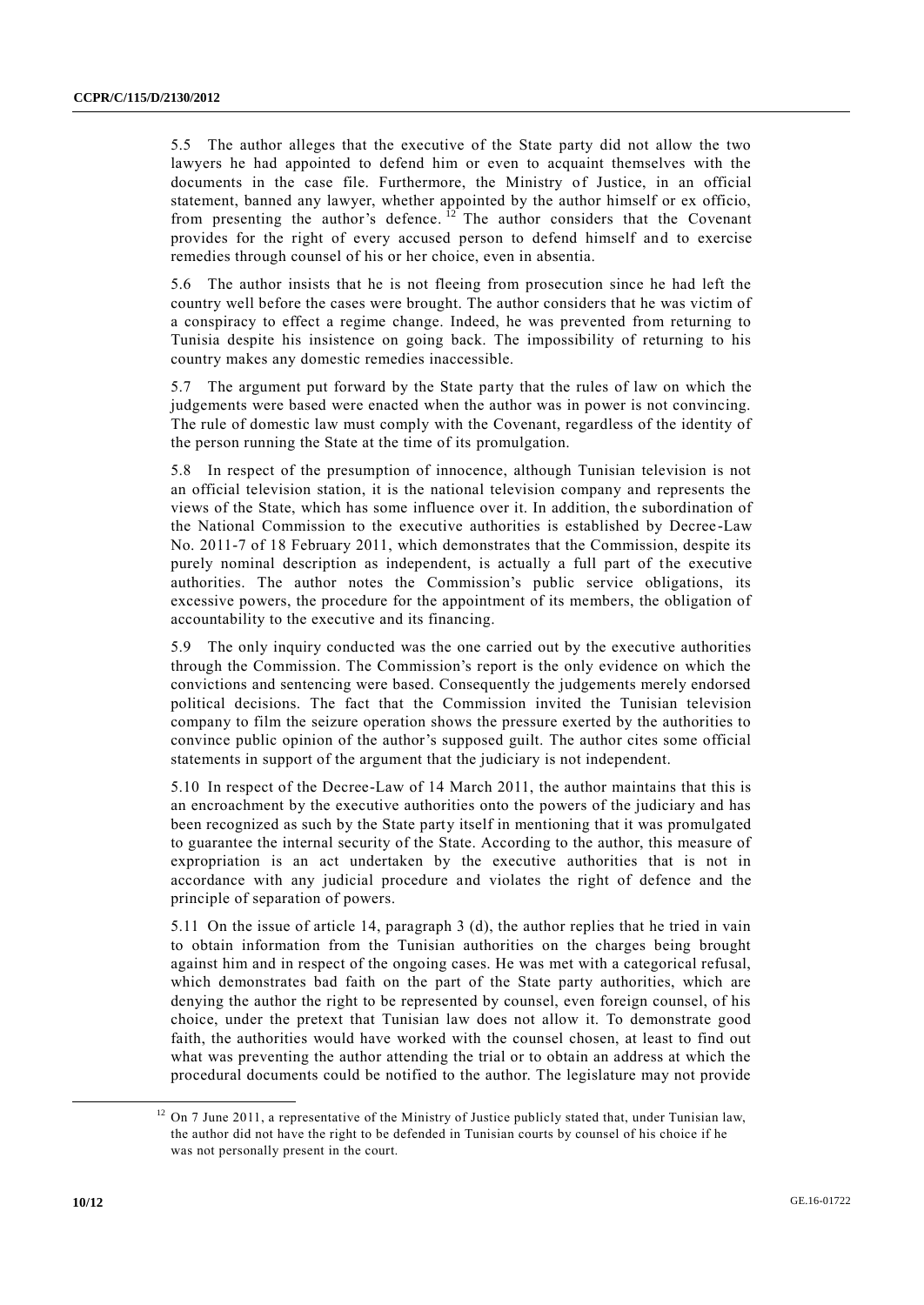5.5 The author alleges that the executive of the State party did not allow the two lawyers he had appointed to defend him or even to acquaint themselves with the documents in the case file. Furthermore, the Ministry of Justice, in an official statement, banned any lawyer, whether appointed by the author himself or ex officio, from presenting the author's defence.[12] The author considers that the Covenant provides for the right of every accused person to defend himself and to exercise remedies through counsel of his or her choice, even in absentia.

5.6 The author insists that he is not fleeing from prosecution since he had left the country well before the cases were brought. The author considers that he was victim of a conspiracy to effect a regime change. Indeed, he was prevented from returning to Tunisia despite his insistence on going back. The impossibility of returning to his country makes any domestic remedies inaccessible.

5.7 The argument put forward by the State party that the rules of law on which the judgements were based were enacted when the author was in power is not convincing. The rule of domestic law must comply with the Covenant, regardless of the identity of the person running the State at the time of its promulgation.

5.8 In respect of the presumption of innocence, although Tunisian television is not an official television station, it is the national television company and represents the views of the State, which has some influence over it. In addition, the subordination of the National Commission to the executive authorities is established by Decree-Law No. 2011-7 of 18 February 2011, which demonstrates that the Commission, despite its purely nominal description as independent, is actually a full part of the executive authorities. The author notes the Commission's public service obligations, its excessive powers, the procedure for the appointment of its members, the obligation of accountability to the executive and its financing.

5.9 The only inquiry conducted was the one carried out by the executive authorities through the Commission. The Commission's report is the only evidence on which the convictions and sentencing were based. Consequently the judgements merely endorsed political decisions. The fact that the Commission invited the Tunisian television company to film the seizure operation shows the pressure exerted by the authorities to convince public opinion of the author's supposed guilt. The author cites some official statements in support of the argument that the judiciary is not independent.

5.10 In respect of the Decree-Law of 14 March 2011, the author maintains that this is an encroachment by the executive authorities onto the powers of the judiciary and has been recognized as such by the State party itself in mentioning that it was promulgated to guarantee the internal security of the State. According to the author, this measure of expropriation is an act undertaken by the executive authorities that is not in accordance with any judicial procedure and violates the right of defence and the principle of separation of powers.

5.11 On the issue of article 14, paragraph 3 (d), the author replies that he tried in vain to obtain information from the Tunisian authorities on the charges being brought against him and in respect of the ongoing cases. He was met with a categorical refusal, which demonstrates bad faith on the part of the State party authorities, which are denying the author the right to be represented by counsel, even foreign counsel, of his choice, under the pretext that Tunisian law does not allow it. To demonstrate good faith, the authorities would have worked with the counsel chosen, at least to find out what was preventing the author attending the trial or to obtain an address at which the procedural documents could be notified to the author. The legislature may not provide

[12] On 7 June 2011, a representative of the Ministry of Justice publicly stated that, under Tunisian law, the author did not have the right to be defended in Tunisian courts by counsel of his choice if he was not personally present in the court.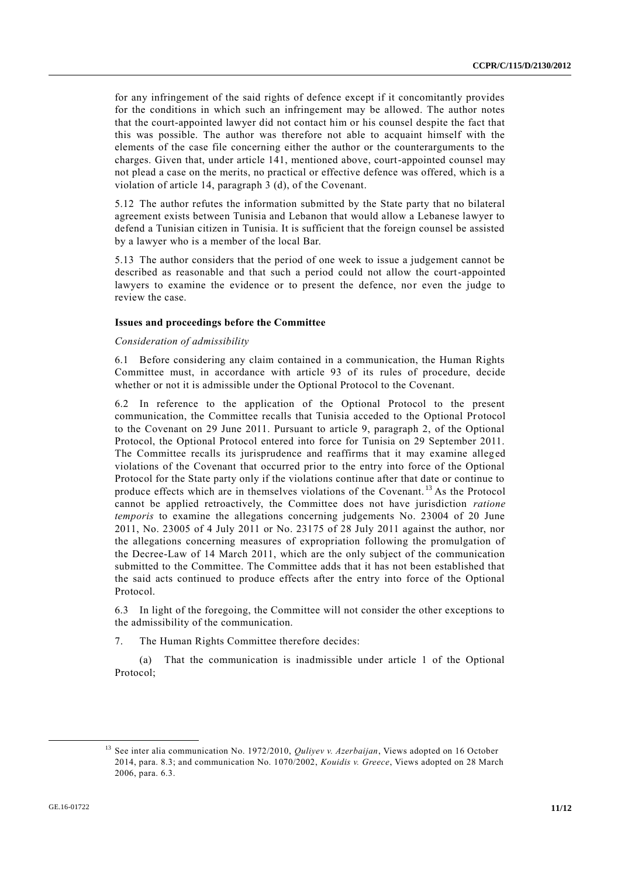for any infringement of the said rights of defence except if it concomitantly provides for the conditions in which such an infringement may be allowed. The author notes that the court-appointed lawyer did not contact him or his counsel despite the fact that this was possible. The author was therefore not able to acquaint himself with the elements of the case file concerning either the author or the counterarguments to the charges. Given that, under article 141, mentioned above, court-appointed counsel may not plead a case on the merits, no practical or effective defence was offered, which is a violation of article 14, paragraph 3 (d), of the Covenant.

5.12 The author refutes the information submitted by the State party that no bilateral agreement exists between Tunisia and Lebanon that would allow a Lebanese lawyer to defend a Tunisian citizen in Tunisia. It is sufficient that the foreign counsel be assisted by a lawyer who is a member of the local Bar.

5.13 The author considers that the period of one week to issue a judgement cannot be described as reasonable and that such a period could not allow the court-appointed lawyers to examine the evidence or to present the defence, nor even the judge to review the case.

### Issues and proceedings before the Committee

*Consideration of admissibility*

6.1 Before considering any claim contained in a communication, the Human Rights Committee must, in accordance with article 93 of its rules of procedure, decide whether or not it is admissible under the Optional Protocol to the Covenant.

6.2 In reference to the application of the Optional Protocol to the present communication, the Committee recalls that Tunisia acceded to the Optional Protocol to the Covenant on 29 June 2011. Pursuant to article 9, paragraph 2, of the Optional Protocol, the Optional Protocol entered into force for Tunisia on 29 September 2011. The Committee recalls its jurisprudence and reaffirms that it may examine alleged violations of the Covenant that occurred prior to the entry into force of the Optional Protocol for the State party only if the violations continue after that date or continue to produce effects which are in themselves violations of the Covenant.[13] As the Protocol cannot be applied retroactively, the Committee does not have jurisdiction *ratione temporis* to examine the allegations concerning judgements No. 23004 of 20 June 2011, No. 23005 of 4 July 2011 or No. 23175 of 28 July 2011 against the author, nor the allegations concerning measures of expropriation following the promulgation of the Decree-Law of 14 March 2011, which are the only subject of the communication submitted to the Committee. The Committee adds that it has not been established that the said acts continued to produce effects after the entry into force of the Optional Protocol.

6.3 In light of the foregoing, the Committee will not consider the other exceptions to the admissibility of the communication.

7. The Human Rights Committee therefore decides:

(a) That the communication is inadmissible under article 1 of the Optional Protocol;

---

[13] See inter alia communication No. 1972/2010, *Quliyev v. Azerbaijan*, Views adopted on 16 October 2014, para. 8.3; and communication No. 1070/2002, *Kouidis v. Greece*, Views adopted on 28 March 2006, para. 6.3.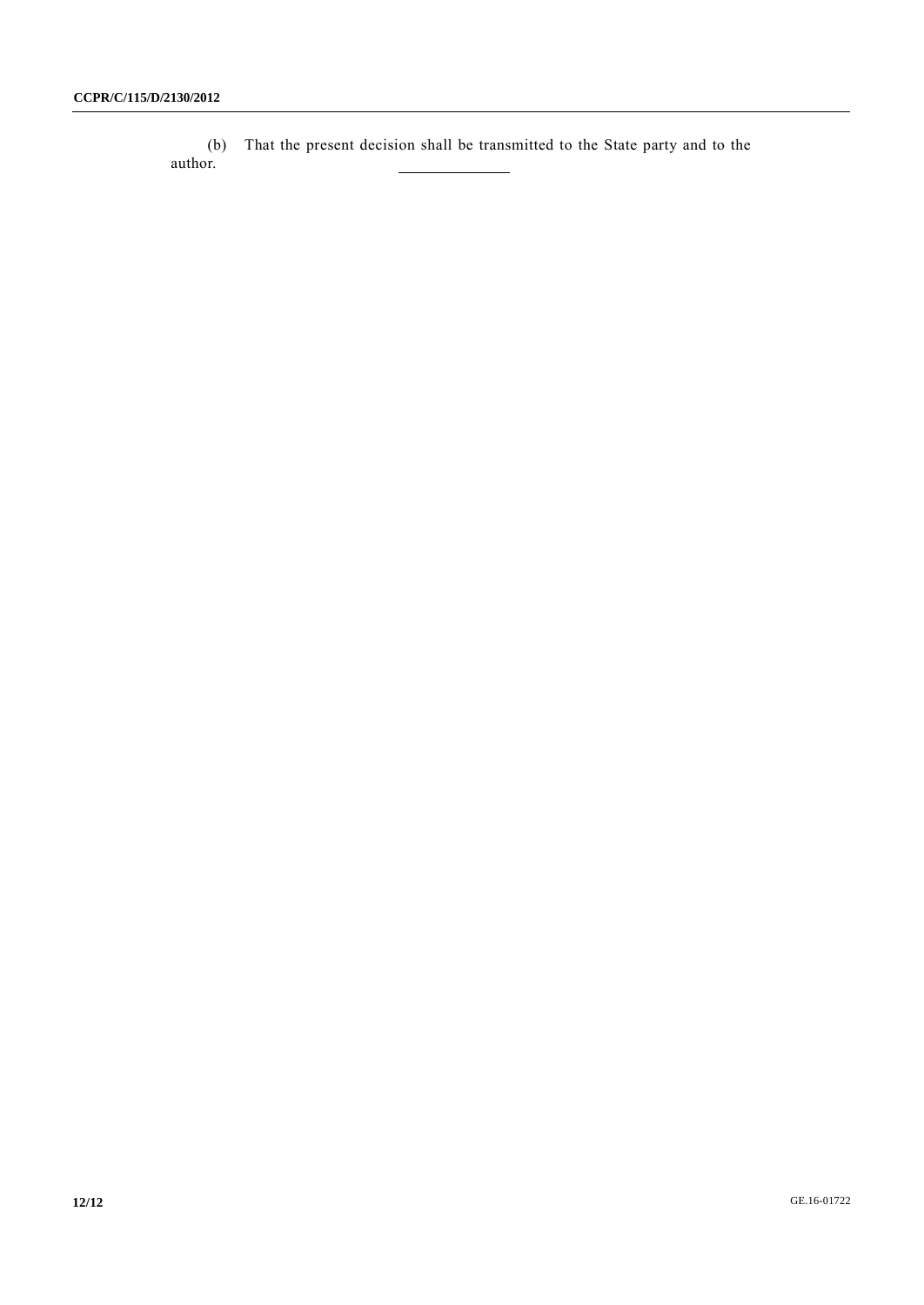(b) That the present decision shall be transmitted to the State party and to the author.